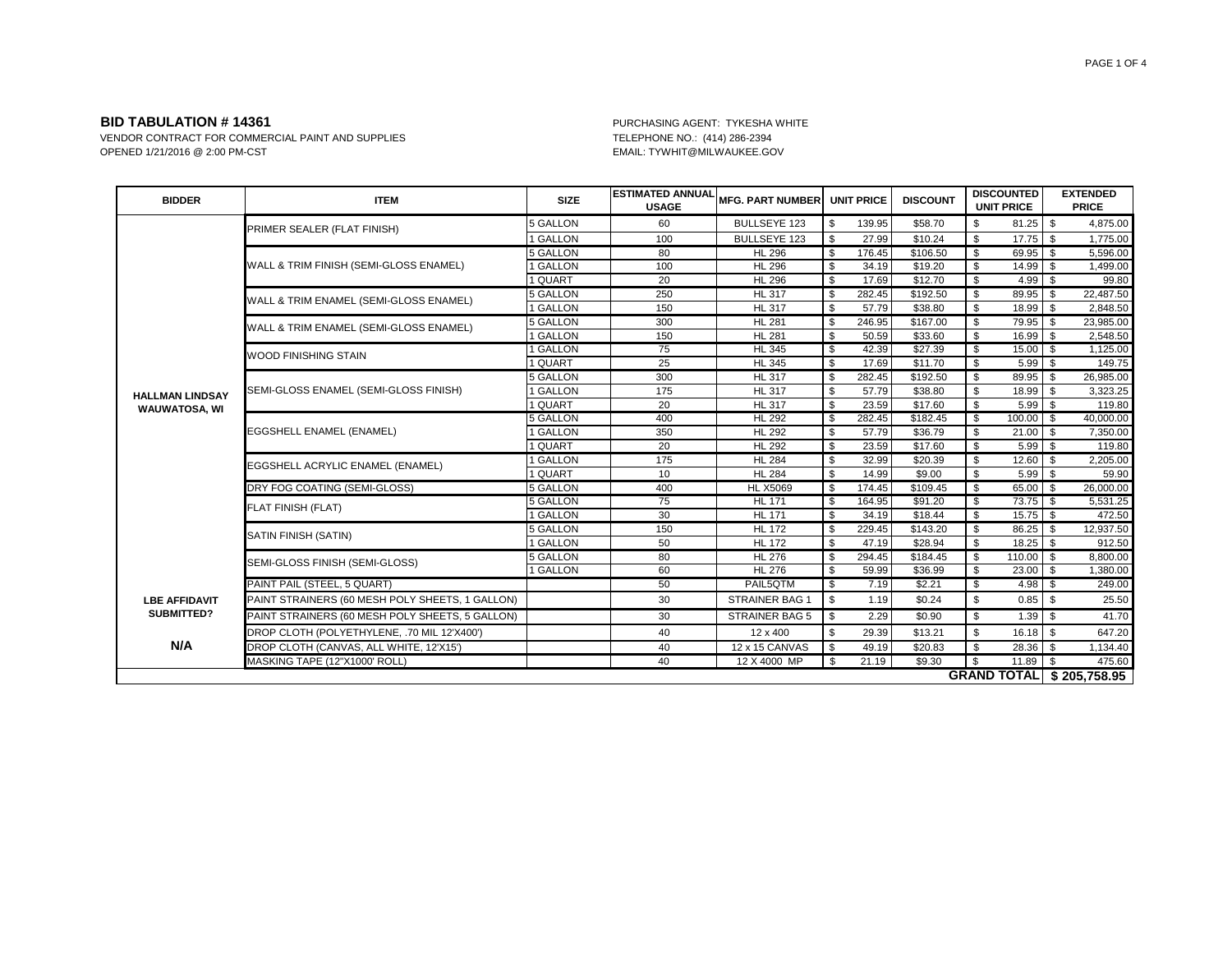## BID TABULATION # 14361

VENDOR CONTRACT FOR COMMERCIAL PAINT AND SUPPLIES
OPENED 1/21/2016 @ 2:00 PM-CST

PURCHASING AGENT: TYKESHA WHITE
TELEPHONE NO.: (414) 286-2394
EMAIL: TYWHIT@MILWAUKEE.GOV

| BIDDER | ITEM | SIZE | ESTIMATED ANNUAL USAGE | MFG. PART NUMBER | UNIT PRICE | DISCOUNT | DISCOUNTED UNIT PRICE | EXTENDED PRICE |
|---|---|---|---|---|---|---|---|---|
| HALLMAN LINDSAY WAUWATOSA, WI | PRIMER SEALER (FLAT FINISH) | 5 GALLON | 60 | BULLSEYE 123 | $ 139.95 | $58.70 | $ 81.25 | $ 4,875.00 |
| | | 1 GALLON | 100 | BULLSEYE 123 | $ 27.99 | $10.24 | $ 17.75 | $ 1,775.00 |
| | WALL & TRIM FINISH (SEMI-GLOSS ENAMEL) | 5 GALLON | 80 | HL 296 | $ 176.45 | $106.50 | $ 69.95 | $ 5,596.00 |
| | | 1 GALLON | 100 | HL 296 | $ 34.19 | $19.20 | $ 14.99 | $ 1,499.00 |
| | | 1 QUART | 20 | HL 296 | $ 17.69 | $12.70 | $ 4.99 | $ 99.80 |
| | WALL & TRIM ENAMEL (SEMI-GLOSS ENAMEL) | 5 GALLON | 250 | HL 317 | $ 282.45 | $192.50 | $ 89.95 | $ 22,487.50 |
| | | 1 GALLON | 150 | HL 317 | $ 57.79 | $38.80 | $ 18.99 | $ 2,848.50 |
| | WALL & TRIM ENAMEL (SEMI-GLOSS ENAMEL) | 5 GALLON | 300 | HL 281 | $ 246.95 | $167.00 | $ 79.95 | $ 23,985.00 |
| | | 1 GALLON | 150 | HL 281 | $ 50.59 | $33.60 | $ 16.99 | $ 2,548.50 |
| | WOOD FINISHING STAIN | 1 GALLON | 75 | HL 345 | $ 42.39 | $27.39 | $ 15.00 | $ 1,125.00 |
| | | 1 QUART | 25 | HL 345 | $ 17.69 | $11.70 | $ 5.99 | $ 149.75 |
| | SEMI-GLOSS ENAMEL (SEMI-GLOSS FINISH) | 5 GALLON | 300 | HL 317 | $ 282.45 | $192.50 | $ 89.95 | $ 26,985.00 |
| | | 1 GALLON | 175 | HL 317 | $ 57.79 | $38.80 | $ 18.99 | $ 3,323.25 |
| | | 1 QUART | 20 | HL 317 | $ 23.59 | $17.60 | $ 5.99 | $ 119.80 |
| | EGGSHELL ENAMEL (ENAMEL) | 5 GALLON | 400 | HL 292 | $ 282.45 | $182.45 | $ 100.00 | $ 40,000.00 |
| | | 1 GALLON | 350 | HL 292 | $ 57.79 | $36.79 | $ 21.00 | $ 7,350.00 |
| | | 1 QUART | 20 | HL 292 | $ 23.59 | $17.60 | $ 5.99 | $ 119.80 |
| | EGGSHELL ACRYLIC ENAMEL (ENAMEL) | 1 GALLON | 175 | HL 284 | $ 32.99 | $20.39 | $ 12.60 | $ 2,205.00 |
| | | 1 QUART | 10 | HL 284 | $ 14.99 | $9.00 | $ 5.99 | $ 59.90 |
| | DRY FOG COATING (SEMI-GLOSS) | 5 GALLON | 400 | HL X5069 | $ 174.45 | $109.45 | $ 65.00 | $ 26,000.00 |
| | FLAT FINISH (FLAT) | 5 GALLON | 75 | HL 171 | $ 164.95 | $91.20 | $ 73.75 | $ 5,531.25 |
| | | 1 GALLON | 30 | HL 171 | $ 34.19 | $18.44 | $ 15.75 | $ 472.50 |
| | SATIN FINISH (SATIN) | 5 GALLON | 150 | HL 172 | $ 229.45 | $143.20 | $ 86.25 | $ 12,937.50 |
| | | 1 GALLON | 50 | HL 172 | $ 47.19 | $28.94 | $ 18.25 | $ 912.50 |
| | SEMI-GLOSS FINISH (SEMI-GLOSS) | 5 GALLON | 80 | HL 276 | $ 294.45 | $184.45 | $ 110.00 | $ 8,800.00 |
| | | 1 GALLON | 60 | HL 276 | $ 59.99 | $36.99 | $ 23.00 | $ 1,380.00 |
| | PAINT PAIL (STEEL, 5 QUART) | | 50 | PAIL5QTM | $ 7.19 | $2.21 | $ 4.98 | $ 249.00 |
| LBE AFFIDAVIT SUBMITTED? | PAINT STRAINERS (60 MESH POLY SHEETS, 1 GALLON) | | 30 | STRAINER BAG 1 | $ 1.19 | $0.24 | $ 0.85 | $ 25.50 |
| | PAINT STRAINERS (60 MESH POLY SHEETS, 5 GALLON) | | 30 | STRAINER BAG 5 | $ 2.29 | $0.90 | $ 1.39 | $ 41.70 |
| | DROP CLOTH (POLYETHYLENE, .70 MIL 12'X400') | | 40 | 12 x 400 | $ 29.39 | $13.21 | $ 16.18 | $ 647.20 |
| N/A | DROP CLOTH (CANVAS, ALL WHITE, 12'X15') | | 40 | 12 x 15 CANVAS | $ 49.19 | $20.83 | $ 28.36 | $ 1,134.40 |
| | MASKING TAPE (12"X1000' ROLL) | | 40 | 12 X 4000 MP | $ 21.19 | $9.30 | $ 11.89 | $ 475.60 |
| | | | | | | | **GRAND TOTAL** | **$ 205,758.95** |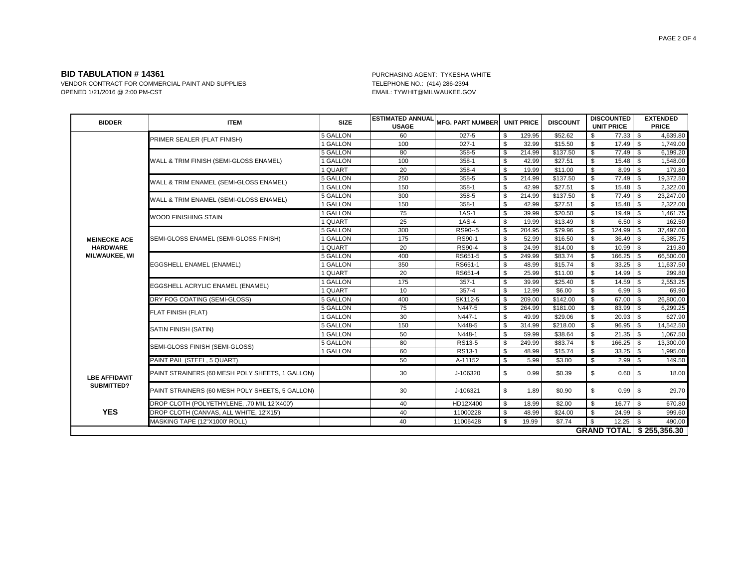**BID TABULATION # 14361**

VENDOR CONTRACT FOR COMMERCIAL PAINT AND SUPPLIES

OPENED 1/21/2016 @ 2:00 PM-CST

PURCHASING AGENT: TYKESHA WHITE

TELEPHONE NO.: (414) 286-2394

EMAIL: TYWHIT@MILWAUKEE.GOV

| BIDDER | ITEM | SIZE | ESTIMATED ANNUAL USAGE | MFG. PART NUMBER | UNIT PRICE | DISCOUNT | DISCOUNTED UNIT PRICE | EXTENDED PRICE |
|---|---|---|---|---|---|---|---|---|
| MEINECKE ACE HARDWARE MILWAUKEE, WI | PRIMER SEALER (FLAT FINISH) | 5 GALLON | 60 | 027-5 | $ 129.95 | $52.62 | $ 77.33 | $ 4,639.80 |
| | | 1 GALLON | 100 | 027-1 | $ 32.99 | $15.50 | $ 17.49 | $ 1,749.00 |
| | WALL & TRIM FINISH (SEMI-GLOSS ENAMEL) | 5 GALLON | 80 | 358-5 | $ 214.99 | $137.50 | $ 77.49 | $ 6,199.20 |
| | | 1 GALLON | 100 | 358-1 | $ 42.99 | $27.51 | $ 15.48 | $ 1,548.00 |
| | | 1 QUART | 20 | 358-4 | $ 19.99 | $11.00 | $ 8.99 | $ 179.80 |
| | WALL & TRIM ENAMEL (SEMI-GLOSS ENAMEL) | 5 GALLON | 250 | 358-5 | $ 214.99 | $137.50 | $ 77.49 | $ 19,372.50 |
| | | 1 GALLON | 150 | 358-1 | $ 42.99 | $27.51 | $ 15.48 | $ 2,322.00 |
| | WALL & TRIM ENAMEL (SEMI-GLOSS ENAMEL) | 5 GALLON | 300 | 358-5 | $ 214.99 | $137.50 | $ 77.49 | $ 23,247.00 |
| | | 1 GALLON | 150 | 358-1 | $ 42.99 | $27.51 | $ 15.48 | $ 2,322.00 |
| | WOOD FINISHING STAIN | 1 GALLON | 75 | 1AS-1 | $ 39.99 | $20.50 | $ 19.49 | $ 1,461.75 |
| | | 1 QUART | 25 | 1AS-4 | $ 19.99 | $13.49 | $ 6.50 | $ 162.50 |
| | SEMI-GLOSS ENAMEL (SEMI-GLOSS FINISH) | 5 GALLON | 300 | RS90--5 | $ 204.95 | $79.96 | $ 124.99 | $ 37,497.00 |
| | | 1 GALLON | 175 | RS90-1 | $ 52.99 | $16.50 | $ 36.49 | $ 6,385.75 |
| | | 1 QUART | 20 | RS90-4 | $ 24.99 | $14.00 | $ 10.99 | $ 219.80 |
| | EGGSHELL ENAMEL (ENAMEL) | 5 GALLON | 400 | RS651-5 | $ 249.99 | $83.74 | $ 166.25 | $ 66,500.00 |
| | | 1 GALLON | 350 | RS651-1 | $ 48.99 | $15.74 | $ 33.25 | $ 11,637.50 |
| | | 1 QUART | 20 | RS651-4 | $ 25.99 | $11.00 | $ 14.99 | $ 299.80 |
| | EGGSHELL ACRYLIC ENAMEL (ENAMEL) | 1 GALLON | 175 | 357-1 | $ 39.99 | $25.40 | $ 14.59 | $ 2,553.25 |
| | | 1 QUART | 10 | 357-4 | $ 12.99 | $6.00 | $ 6.99 | $ 69.90 |
| | DRY FOG COATING (SEMI-GLOSS) | 5 GALLON | 400 | SK112-5 | $ 209.00 | $142.00 | $ 67.00 | $ 26,800.00 |
| | FLAT FINISH (FLAT) | 5 GALLON | 75 | N447-5 | $ 264.99 | $181.00 | $ 83.99 | $ 6,299.25 |
| | | 1 GALLON | 30 | N447-1 | $ 49.99 | $29.06 | $ 20.93 | $ 627.90 |
| | SATIN FINISH (SATIN) | 5 GALLON | 150 | N448-5 | $ 314.99 | $218.00 | $ 96.95 | $ 14,542.50 |
| | | 1 GALLON | 50 | N448-1 | $ 59.99 | $38.64 | $ 21.35 | $ 1,067.50 |
| | SEMI-GLOSS FINISH (SEMI-GLOSS) | 5 GALLON | 80 | RS13-5 | $ 249.99 | $83.74 | $ 166.25 | $ 13,300.00 |
| | | 1 GALLON | 60 | RS13-1 | $ 48.99 | $15.74 | $ 33.25 | $ 1,995.00 |
| | PAINT PAIL (STEEL, 5 QUART) | | 50 | A-11152 | $ 5.99 | $3.00 | $ 2.99 | $ 149.50 |
| LBE AFFIDAVIT SUBMITTED? | PAINT STRAINERS (60 MESH POLY SHEETS, 1 GALLON) | | 30 | J-106320 | $ 0.99 | $0.39 | $ 0.60 | $ 18.00 |
| | PAINT STRAINERS (60 MESH POLY SHEETS, 5 GALLON) | | 30 | J-106321 | $ 1.89 | $0.90 | $ 0.99 | $ 29.70 |
| | DROP CLOTH (POLYETHYLENE, .70 MIL 12'X400') | | 40 | HD12X400 | $ 18.99 | $2.00 | $ 16.77 | $ 670.80 |
| YES | DROP CLOTH (CANVAS, ALL WHITE, 12'X15') | | 40 | 11000228 | $ 48.99 | $24.00 | $ 24.99 | $ 999.60 |
| | MASKING TAPE (12"X1000' ROLL) | | 40 | 11006428 | $ 19.99 | $7.74 | $ 12.25 | $ 490.00 |
| | | | | | | | **GRAND TOTAL** | **$ 255,356.30** |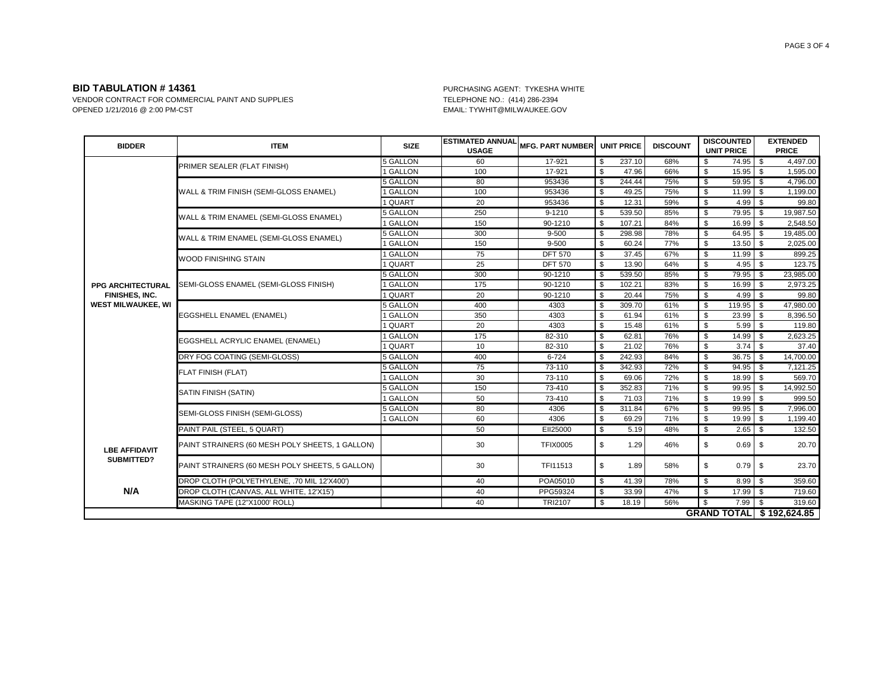**BID TABULATION # 14361**
VENDOR CONTRACT FOR COMMERCIAL PAINT AND SUPPLIES
OPENED 1/21/2016 @ 2:00 PM-CST

PURCHASING AGENT: TYKESHA WHITE
TELEPHONE NO.: (414) 286-2394
EMAIL: TYWHIT@MILWAUKEE.GOV

| BIDDER | ITEM | SIZE | ESTIMATED ANNUAL USAGE | MFG. PART NUMBER | UNIT PRICE | DISCOUNT | DISCOUNTED UNIT PRICE | EXTENDED PRICE |
|---|---|---|---|---|---|---|---|---|
| PPG ARCHITECTURAL FINISHES, INC. WEST MILWAUKEE, WI | PRIMER SEALER (FLAT FINISH) | 5 GALLON | 60 | 17-921 | $ 237.10 | 68% | $ 74.95 | $ 4,497.00 |
| | | 1 GALLON | 100 | 17-921 | $ 47.96 | 66% | $ 15.95 | $ 1,595.00 |
| | WALL & TRIM FINISH (SEMI-GLOSS ENAMEL) | 5 GALLON | 80 | 953436 | $ 244.44 | 75% | $ 59.95 | $ 4,796.00 |
| | | 1 GALLON | 100 | 953436 | $ 49.25 | 75% | $ 11.99 | $ 1,199.00 |
| | | 1 QUART | 20 | 953436 | $ 12.31 | 59% | $ 4.99 | $ 99.80 |
| | WALL & TRIM ENAMEL (SEMI-GLOSS ENAMEL) | 5 GALLON | 250 | 9-1210 | $ 539.50 | 85% | $ 79.95 | $ 19,987.50 |
| | | 1 GALLON | 150 | 90-1210 | $ 107.21 | 84% | $ 16.99 | $ 2,548.50 |
| | WALL & TRIM ENAMEL (SEMI-GLOSS ENAMEL) | 5 GALLON | 300 | 9-500 | $ 298.98 | 78% | $ 64.95 | $ 19,485.00 |
| | | 1 GALLON | 150 | 9-500 | $ 60.24 | 77% | $ 13.50 | $ 2,025.00 |
| | WOOD FINISHING STAIN | 1 GALLON | 75 | DFT 570 | $ 37.45 | 67% | $ 11.99 | $ 899.25 |
| | | 1 QUART | 25 | DFT 570 | $ 13.90 | 64% | $ 4.95 | $ 123.75 |
| | SEMI-GLOSS ENAMEL (SEMI-GLOSS FINISH) | 5 GALLON | 300 | 90-1210 | $ 539.50 | 85% | $ 79.95 | $ 23,985.00 |
| | | 1 GALLON | 175 | 90-1210 | $ 102.21 | 83% | $ 16.99 | $ 2,973.25 |
| | | 1 QUART | 20 | 90-1210 | $ 20.44 | 75% | $ 4.99 | $ 99.80 |
| | EGGSHELL ENAMEL (ENAMEL) | 5 GALLON | 400 | 4303 | $ 309.70 | 61% | $ 119.95 | $ 47,980.00 |
| | | 1 GALLON | 350 | 4303 | $ 61.94 | 61% | $ 23.99 | $ 8,396.50 |
| | | 1 QUART | 20 | 4303 | $ 15.48 | 61% | $ 5.99 | $ 119.80 |
| | EGGSHELL ACRYLIC ENAMEL (ENAMEL) | 1 GALLON | 175 | 82-310 | $ 62.81 | 76% | $ 14.99 | $ 2,623.25 |
| | | 1 QUART | 10 | 82-310 | $ 21.02 | 76% | $ 3.74 | $ 37.40 |
| | DRY FOG COATING (SEMI-GLOSS) | 5 GALLON | 400 | 6-724 | $ 242.93 | 84% | $ 36.75 | $ 14,700.00 |
| | FLAT FINISH (FLAT) | 5 GALLON | 75 | 73-110 | $ 342.93 | 72% | $ 94.95 | $ 7,121.25 |
| | | 1 GALLON | 30 | 73-110 | $ 69.06 | 72% | $ 18.99 | $ 569.70 |
| | SATIN FINISH (SATIN) | 5 GALLON | 150 | 73-410 | $ 352.83 | 71% | $ 99.95 | $ 14,992.50 |
| | | 1 GALLON | 50 | 73-410 | $ 71.03 | 71% | $ 19.99 | $ 999.50 |
| | SEMI-GLOSS FINISH (SEMI-GLOSS) | 5 GALLON | 80 | 4306 | $ 311.84 | 67% | $ 99.95 | $ 7,996.00 |
| | | 1 GALLON | 60 | 4306 | $ 69.29 | 71% | $ 19.99 | $ 1,199.40 |
| | PAINT PAIL (STEEL, 5 QUART) | | 50 | EII25000 | $ 5.19 | 48% | $ 2.65 | $ 132.50 |
| LBE AFFIDAVIT SUBMITTED? | PAINT STRAINERS (60 MESH POLY SHEETS, 1 GALLON) | | 30 | TFIX0005 | $ 1.29 | 46% | $ 0.69 | $ 20.70 |
| | PAINT STRAINERS (60 MESH POLY SHEETS, 5 GALLON) | | 30 | TFI11513 | $ 1.89 | 58% | $ 0.79 | $ 23.70 |
| | DROP CLOTH (POLYETHYLENE, .70 MIL 12'X400') | | 40 | POA05010 | $ 41.39 | 78% | $ 8.99 | $ 359.60 |
| N/A | DROP CLOTH (CANVAS, ALL WHITE, 12'X15') | | 40 | PPG59324 | $ 33.99 | 47% | $ 17.99 | $ 719.60 |
| | MASKING TAPE (12"X1000' ROLL) | | 40 | TRI2107 | $ 18.19 | 56% | $ 7.99 | $ 319.60 |
| | | | | | | | **GRAND TOTAL** | **$ 192,624.85** |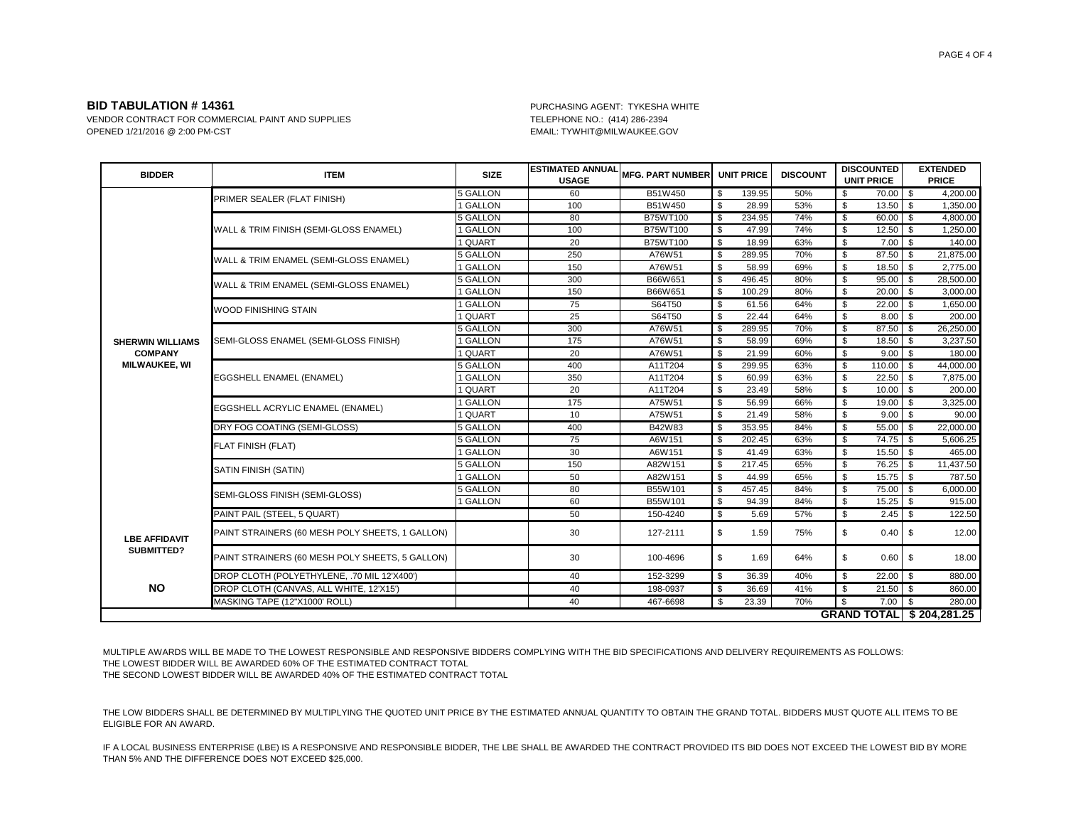**BID TABULATION # 14361**
VENDOR CONTRACT FOR COMMERCIAL PAINT AND SUPPLIES
OPENED 1/21/2016 @ 2:00 PM-CST

PURCHASING AGENT: TYKESHA WHITE
TELEPHONE NO.: (414) 286-2394
EMAIL: TYWHIT@MILWAUKEE.GOV

| BIDDER | ITEM | SIZE | ESTIMATED ANNUAL USAGE | MFG. PART NUMBER | UNIT PRICE | DISCOUNT | DISCOUNTED UNIT PRICE | EXTENDED PRICE |
|---|---|---|---|---|---|---|---|---|
| SHERWIN WILLIAMS COMPANY MILWAUKEE, WI | PRIMER SEALER (FLAT FINISH) | 5 GALLON | 60 | B51W450 | $ 139.95 | 50% | $ 70.00 | $ 4,200.00 |
| | | 1 GALLON | 100 | B51W450 | $ 28.99 | 53% | $ 13.50 | $ 1,350.00 |
| | WALL & TRIM FINISH (SEMI-GLOSS ENAMEL) | 5 GALLON | 80 | B75WT100 | $ 234.95 | 74% | $ 60.00 | $ 4,800.00 |
| | | 1 GALLON | 100 | B75WT100 | $ 47.99 | 74% | $ 12.50 | $ 1,250.00 |
| | | 1 QUART | 20 | B75WT100 | $ 18.99 | 63% | $ 7.00 | $ 140.00 |
| | WALL & TRIM ENAMEL (SEMI-GLOSS ENAMEL) | 5 GALLON | 250 | A76W51 | $ 289.95 | 70% | $ 87.50 | $ 21,875.00 |
| | | 1 GALLON | 150 | A76W51 | $ 58.99 | 69% | $ 18.50 | $ 2,775.00 |
| | WALL & TRIM ENAMEL (SEMI-GLOSS ENAMEL) | 5 GALLON | 300 | B66W651 | $ 496.45 | 80% | $ 95.00 | $ 28,500.00 |
| | | 1 GALLON | 150 | B66W651 | $ 100.29 | 80% | $ 20.00 | $ 3,000.00 |
| | WOOD FINISHING STAIN | 1 GALLON | 75 | S64T50 | $ 61.56 | 64% | $ 22.00 | $ 1,650.00 |
| | | 1 QUART | 25 | S64T50 | $ 22.44 | 64% | $ 8.00 | $ 200.00 |
| | SEMI-GLOSS ENAMEL (SEMI-GLOSS FINISH) | 5 GALLON | 300 | A76W51 | $ 289.95 | 70% | $ 87.50 | $ 26,250.00 |
| | | 1 GALLON | 175 | A76W51 | $ 58.99 | 69% | $ 18.50 | $ 3,237.50 |
| | | 1 QUART | 20 | A76W51 | $ 21.99 | 60% | $ 9.00 | $ 180.00 |
| | EGGSHELL ENAMEL (ENAMEL) | 5 GALLON | 400 | A11T204 | $ 299.95 | 63% | $ 110.00 | $ 44,000.00 |
| | | 1 GALLON | 350 | A11T204 | $ 60.99 | 63% | $ 22.50 | $ 7,875.00 |
| | | 1 QUART | 20 | A11T204 | $ 23.49 | 58% | $ 10.00 | $ 200.00 |
| | EGGSHELL ACRYLIC ENAMEL (ENAMEL) | 1 GALLON | 175 | A75W51 | $ 56.99 | 66% | $ 19.00 | $ 3,325.00 |
| | | 1 QUART | 10 | A75W51 | $ 21.49 | 58% | $ 9.00 | $ 90.00 |
| | DRY FOG COATING (SEMI-GLOSS) | 5 GALLON | 400 | B42W83 | $ 353.95 | 84% | $ 55.00 | $ 22,000.00 |
| | FLAT FINISH (FLAT) | 5 GALLON | 75 | A6W151 | $ 202.45 | 63% | $ 74.75 | $ 5,606.25 |
| | | 1 GALLON | 30 | A6W151 | $ 41.49 | 63% | $ 15.50 | $ 465.00 |
| | SATIN FINISH (SATIN) | 5 GALLON | 150 | A82W151 | $ 217.45 | 65% | $ 76.25 | $ 11,437.50 |
| | | 1 GALLON | 50 | A82W151 | $ 44.99 | 65% | $ 15.75 | $ 787.50 |
| | SEMI-GLOSS FINISH (SEMI-GLOSS) | 5 GALLON | 80 | B55W101 | $ 457.45 | 84% | $ 75.00 | $ 6,000.00 |
| | | 1 GALLON | 60 | B55W101 | $ 94.39 | 84% | $ 15.25 | $ 915.00 |
| | PAINT PAIL (STEEL, 5 QUART) | | 50 | 150-4240 | $ 5.69 | 57% | $ 2.45 | $ 122.50 |
| LBE AFFIDAVIT SUBMITTED? | PAINT STRAINERS (60 MESH POLY SHEETS, 1 GALLON) | | 30 | 127-2111 | $ 1.59 | 75% | $ 0.40 | $ 12.00 |
| | PAINT STRAINERS (60 MESH POLY SHEETS, 5 GALLON) | | 30 | 100-4696 | $ 1.69 | 64% | $ 0.60 | $ 18.00 |
| | DROP CLOTH (POLYETHYLENE, .70 MIL 12'X400') | | 40 | 152-3299 | $ 36.39 | 40% | $ 22.00 | $ 880.00 |
| NO | DROP CLOTH (CANVAS, ALL WHITE, 12'X15') | | 40 | 198-0937 | $ 36.69 | 41% | $ 21.50 | $ 860.00 |
| | MASKING TAPE (12"X1000' ROLL) | | 40 | 467-6698 | $ 23.39 | 70% | $ 7.00 | $ 280.00 |
| | | | | | | | **GRAND TOTAL** | **$ 204,281.25** |

MULTIPLE AWARDS WILL BE MADE TO THE LOWEST RESPONSIBLE AND RESPONSIVE BIDDERS COMPLYING WITH THE BID SPECIFICATIONS AND DELIVERY REQUIREMENTS AS FOLLOWS:
THE LOWEST BIDDER WILL BE AWARDED 60% OF THE ESTIMATED CONTRACT TOTAL
THE SECOND LOWEST BIDDER WILL BE AWARDED 40% OF THE ESTIMATED CONTRACT TOTAL

THE LOW BIDDERS SHALL BE DETERMINED BY MULTIPLYING THE QUOTED UNIT PRICE BY THE ESTIMATED ANNUAL QUANTITY TO OBTAIN THE GRAND TOTAL. BIDDERS MUST QUOTE ALL ITEMS TO BE ELIGIBLE FOR AN AWARD.

IF A LOCAL BUSINESS ENTERPRISE (LBE) IS A RESPONSIVE AND RESPONSIBLE BIDDER, THE LBE SHALL BE AWARDED THE CONTRACT PROVIDED ITS BID DOES NOT EXCEED THE LOWEST BID BY MORE THAN 5% AND THE DIFFERENCE DOES NOT EXCEED $25,000.